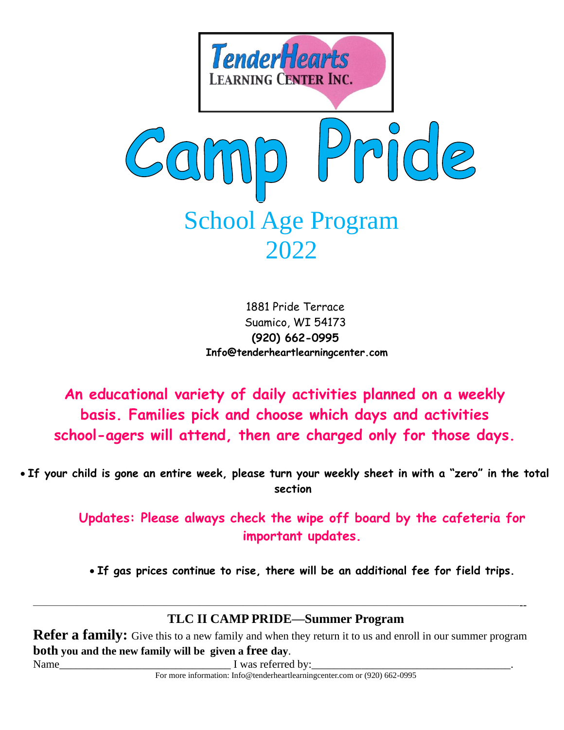TenderHearts
LEARNING CENTER INC.

# Camp Pride

## School Age Program
## 2022

1881 Pride Terrace
Suamico, WI 54173
**(920) 662-0995**
**Info@tenderheartlearningcenter.com**

**An educational variety of daily activities planned on a weekly basis. Families pick and choose which days and activities school-agers will attend, then are charged only for those days.**

- **If your child is gone an entire week, please turn your weekly sheet in with a "zero" in the total section**

**Updates: Please always check the wipe off board by the cafeteria for important updates.**

- **If gas prices continue to rise, there will be an additional fee for field trips.**

---

**TLC II CAMP PRIDE—Summer Program**

**Refer a family:** Give this to a new family and when they return it to us and enroll in our summer program **both you and the new family will be given a free day**.

Name______________________________ I was referred by:___________________________________.

For more information: Info@tenderheartlearningcenter.com or (920) 662-0995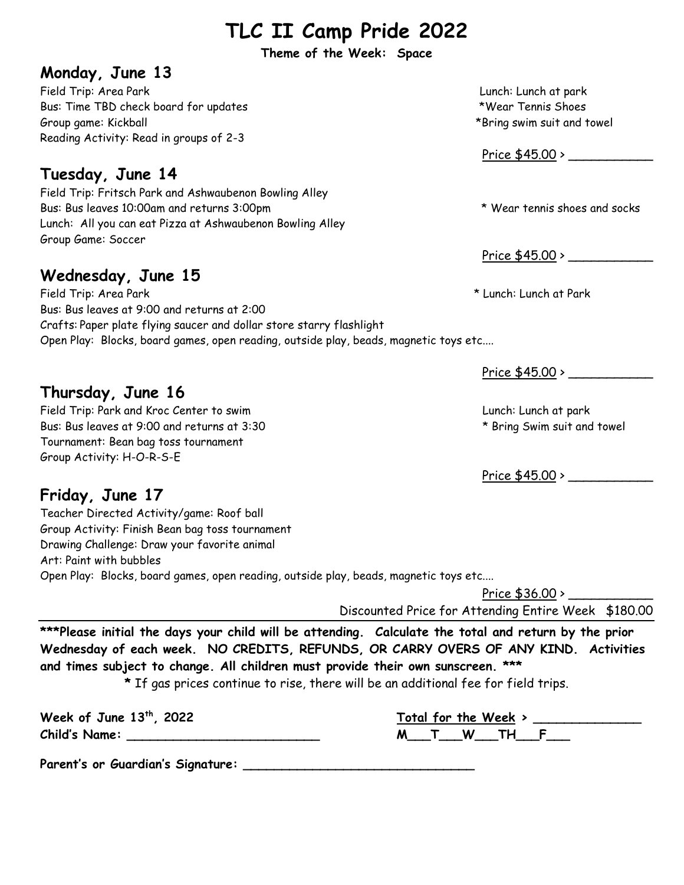# TLC II Camp Pride 2022

**Theme of the Week: Space**

## Monday, June 13

Field Trip: Area Park
Bus: Time TBD check board for updates
Group game: Kickball
Reading Activity: Read in groups of 2-3

Lunch: Lunch at park
*Wear Tennis Shoes
*Bring swim suit and towel

Price $45.00 > ___________

## Tuesday, June 14

Field Trip: Fritsch Park and Ashwaubenon Bowling Alley
Bus: Bus leaves 10:00am and returns 3:00pm
Lunch: All you can eat Pizza at Ashwaubenon Bowling Alley
Group Game: Soccer

* Wear tennis shoes and socks

Price $45.00 > ___________

## Wednesday, June 15

Field Trip: Area Park
Bus: Bus leaves at 9:00 and returns at 2:00
Crafts: Paper plate flying saucer and dollar store starry flashlight
Open Play: Blocks, board games, open reading, outside play, beads, magnetic toys etc....

* Lunch: Lunch at Park

Price $45.00 > ___________

## Thursday, June 16

Field Trip: Park and Kroc Center to swim
Bus: Bus leaves at 9:00 and returns at 3:30
Tournament: Bean bag toss tournament
Group Activity: H-O-R-S-E

Lunch: Lunch at park
* Bring Swim suit and towel

Price $45.00 > ___________

## Friday, June 17

Teacher Directed Activity/game: Roof ball
Group Activity: Finish Bean bag toss tournament
Drawing Challenge: Draw your favorite animal
Art: Paint with bubbles
Open Play: Blocks, board games, open reading, outside play, beads, magnetic toys etc....

Price $36.00 > ___________

Discounted Price for Attending Entire Week $180.00

**\*\*\*Please initial the days your child will be attending. Calculate the total and return by the prior Wednesday of each week. NO CREDITS, REFUNDS, OR CARRY OVERS OF ANY KIND. Activities and times subject to change. All children must provide their own sunscreen. \*\*\***

**\*** If gas prices continue to rise, there will be an additional fee for field trips.

**Week of June 13th, 2022**
**Child's Name: _________________________**

**Total for the Week > ______________**
**M___T___W___TH___F___**

**Parent's or Guardian's Signature: _______________________________**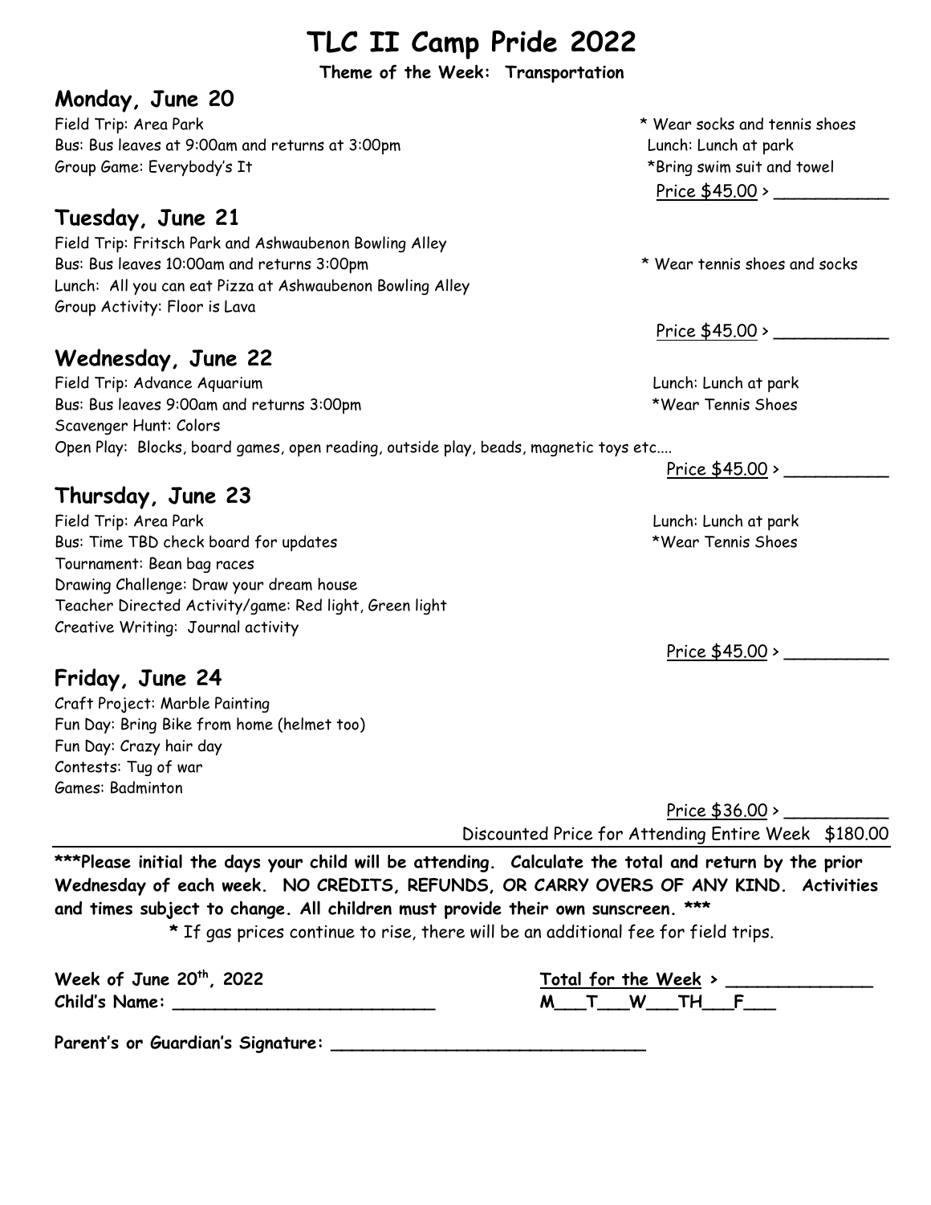# TLC II Camp Pride 2022

**Theme of the Week: Transportation**

## Monday, June 20

Field Trip: Area Park
Bus: Bus leaves at 9:00am and returns at 3:00pm
Group Game: Everybody's It

* Wear socks and tennis shoes
Lunch: Lunch at park
*Bring swim suit and towel

Price $45.00 > ___________

## Tuesday, June 21

Field Trip: Fritsch Park and Ashwaubenon Bowling Alley
Bus: Bus leaves 10:00am and returns 3:00pm
Lunch: All you can eat Pizza at Ashwaubenon Bowling Alley
Group Activity: Floor is Lava

* Wear tennis shoes and socks

Price $45.00 > ___________

## Wednesday, June 22

Field Trip: Advance Aquarium
Bus: Bus leaves 9:00am and returns 3:00pm
Scavenger Hunt: Colors
Open Play: Blocks, board games, open reading, outside play, beads, magnetic toys etc....

Lunch: Lunch at park
*Wear Tennis Shoes

Price $45.00 > __________

## Thursday, June 23

Field Trip: Area Park
Bus: Time TBD check board for updates
Tournament: Bean bag races
Drawing Challenge: Draw your dream house
Teacher Directed Activity/game: Red light, Green light
Creative Writing: Journal activity

Lunch: Lunch at park
*Wear Tennis Shoes

Price $45.00 > __________

## Friday, June 24

Craft Project: Marble Painting
Fun Day: Bring Bike from home (helmet too)
Fun Day: Crazy hair day
Contests: Tug of war
Games: Badminton

Price $36.00 > __________

Discounted Price for Attending Entire Week $180.00

**\*\*\*Please initial the days your child will be attending. Calculate the total and return by the prior Wednesday of each week. NO CREDITS, REFUNDS, OR CARRY OVERS OF ANY KIND. Activities and times subject to change. All children must provide their own sunscreen. \*\*\***

**\*** If gas prices continue to rise, there will be an additional fee for field trips.

**Week of June 20th, 2022**
**Child's Name: _________________________**

**Total for the Week > ______________**
**M___T___W___TH___F___**

**Parent's or Guardian's Signature: _______________________________**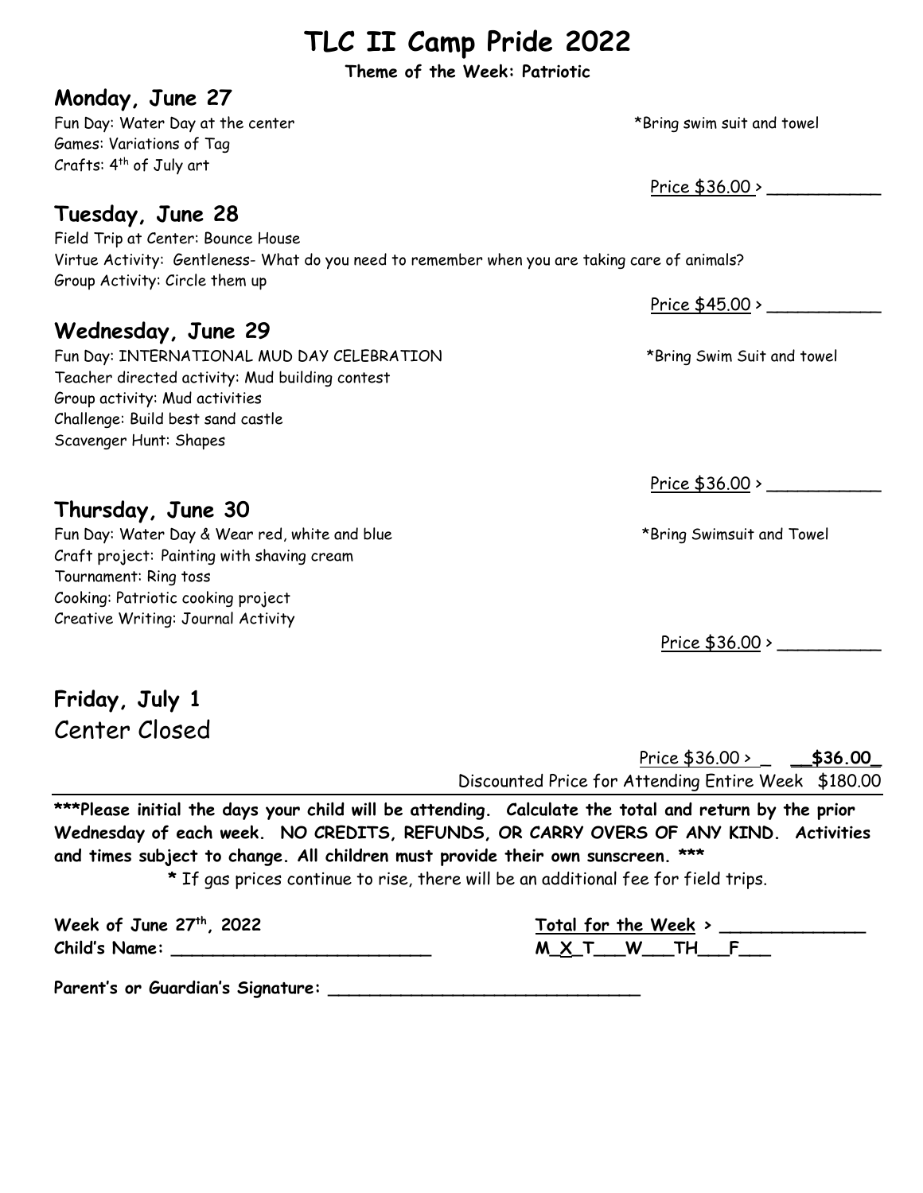# TLC II Camp Pride 2022

**Theme of the Week: Patriotic**

## Monday, June 27

Fun Day: Water Day at the center *Bring swim suit and towel
Games: Variations of Tag
Crafts: 4th of July art

Price $36.00 > ___________

## Tuesday, June 28

Field Trip at Center: Bounce House
Virtue Activity: Gentleness- What do you need to remember when you are taking care of animals?
Group Activity: Circle them up

Price $45.00 > ___________

## Wednesday, June 29

Fun Day: INTERNATIONAL MUD DAY CELEBRATION *Bring Swim Suit and towel
Teacher directed activity: Mud building contest
Group activity: Mud activities
Challenge: Build best sand castle
Scavenger Hunt: Shapes

Price $36.00 > ___________

## Thursday, June 30

Fun Day: Water Day & Wear red, white and blue *Bring Swimsuit and Towel
Craft project: Painting with shaving cream
Tournament: Ring toss
Cooking: Patriotic cooking project
Creative Writing: Journal Activity

Price $36.00 > __________

## Friday, July 1

Center Closed

Price $36.00 > ___**$36.00**_

Discounted Price for Attending Entire Week $180.00

**\*\*\*Please initial the days your child will be attending. Calculate the total and return by the prior Wednesday of each week. NO CREDITS, REFUNDS, OR CARRY OVERS OF ANY KIND. Activities and times subject to change. All children must provide their own sunscreen. \*\*\***

\* If gas prices continue to rise, there will be an additional fee for field trips.

**Week of June 27th, 2022** **Total for the Week > ______________**

**Child's Name: _________________________** **M_X_T___W___TH___F___**

**Parent's or Guardian's Signature: _______________________________**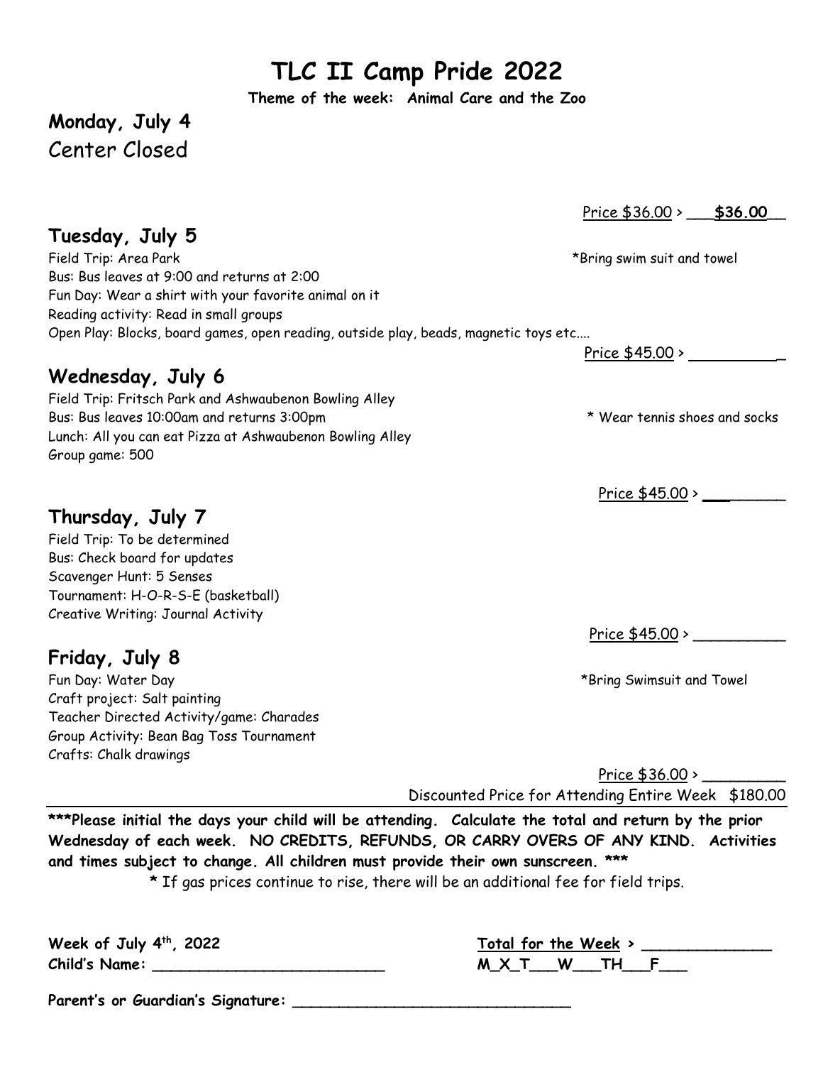# TLC II Camp Pride 2022

**Theme of the week: Animal Care and the Zoo**

## Monday, July 4

Center Closed

Price $36.00 > ___**$36.00**__

## Tuesday, July 5

Field Trip: Area Park *Bring swim suit and towel

Bus: Bus leaves at 9:00 and returns at 2:00

Fun Day: Wear a shirt with your favorite animal on it

Reading activity: Read in small groups

Open Play: Blocks, board games, open reading, outside play, beads, magnetic toys etc....

Price $45.00 > __________

## Wednesday, July 6

Field Trip: Fritsch Park and Ashwaubenon Bowling Alley

Bus: Bus leaves 10:00am and returns 3:00pm * Wear tennis shoes and socks

Lunch: All you can eat Pizza at Ashwaubenon Bowling Alley

Group game: 500

Price $45.00 > __________

## Thursday, July 7

Field Trip: To be determined

Bus: Check board for updates

Scavenger Hunt: 5 Senses

Tournament: H-O-R-S-E (basketball)

Creative Writing: Journal Activity

Price $45.00 > __________

## Friday, July 8

Fun Day: Water Day *Bring Swimsuit and Towel

Craft project: Salt painting

Teacher Directed Activity/game: Charades

Group Activity: Bean Bag Toss Tournament

Crafts: Chalk drawings

Price $36.00 > _________

Discounted Price for Attending Entire Week $180.00

**\*\*\*Please initial the days your child will be attending. Calculate the total and return by the prior Wednesday of each week. NO CREDITS, REFUNDS, OR CARRY OVERS OF ANY KIND. Activities and times subject to change. All children must provide their own sunscreen. \*\*\***

**\*** If gas prices continue to rise, there will be an additional fee for field trips.

**Week of July 4th, 2022** **Total for the Week > ______________**

**Child's Name: __________________________** **M_X_T___W___TH___F___**

**Parent's or Guardian's Signature: ________________________________**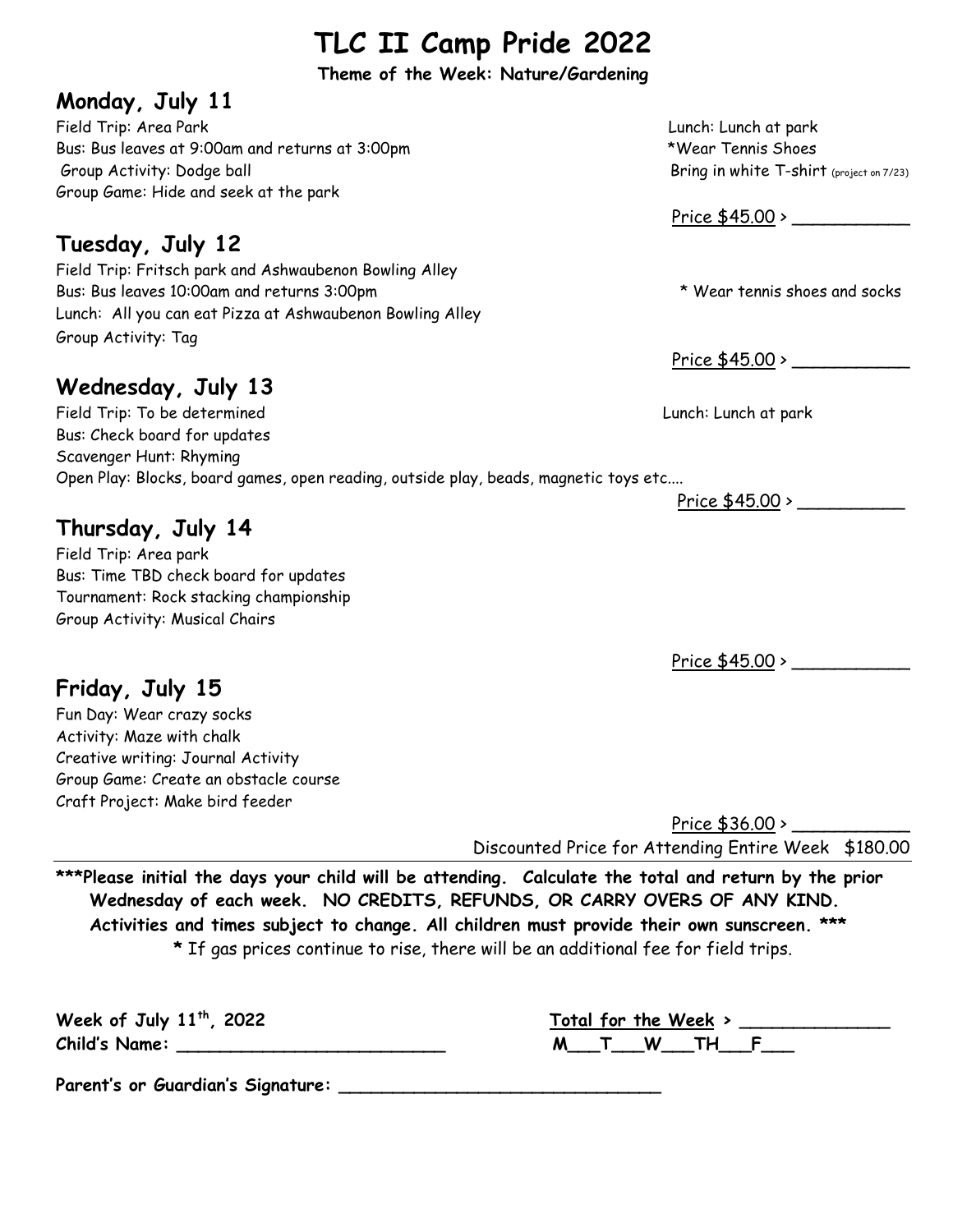# TLC II Camp Pride 2022

**Theme of the Week: Nature/Gardening**

## Monday, July 11

Field Trip: Area Park
Bus: Bus leaves at 9:00am and returns at 3:00pm
Group Activity: Dodge ball
Group Game: Hide and seek at the park

Lunch: Lunch at park
*Wear Tennis Shoes
Bring in white T-shirt (project on 7/23)

Price $45.00 > ___________

## Tuesday, July 12

Field Trip: Fritsch park and Ashwaubenon Bowling Alley
Bus: Bus leaves 10:00am and returns 3:00pm
Lunch: All you can eat Pizza at Ashwaubenon Bowling Alley
Group Activity: Tag

* Wear tennis shoes and socks

Price $45.00 > ___________

## Wednesday, July 13

Field Trip: To be determined
Bus: Check board for updates
Scavenger Hunt: Rhyming
Open Play: Blocks, board games, open reading, outside play, beads, magnetic toys etc....

Lunch: Lunch at park

Price $45.00 > __________

## Thursday, July 14

Field Trip: Area park
Bus: Time TBD check board for updates
Tournament: Rock stacking championship
Group Activity: Musical Chairs

Price $45.00 > ___________

## Friday, July 15

Fun Day: Wear crazy socks
Activity: Maze with chalk
Creative writing: Journal Activity
Group Game: Create an obstacle course
Craft Project: Make bird feeder

Price $36.00 > ___________

Discounted Price for Attending Entire Week $180.00

---

**\*\*\*Please initial the days your child will be attending. Calculate the total and return by the prior Wednesday of each week. NO CREDITS, REFUNDS, OR CARRY OVERS OF ANY KIND. Activities and times subject to change. All children must provide their own sunscreen. \*\*\***

**\*** If gas prices continue to rise, there will be an additional fee for field trips.

**Week of July 11th, 2022**
**Child's Name: __________________________**

**Total for the Week > ______________**
**M___T___W___TH___F___**

**Parent's or Guardian's Signature: _______________________________**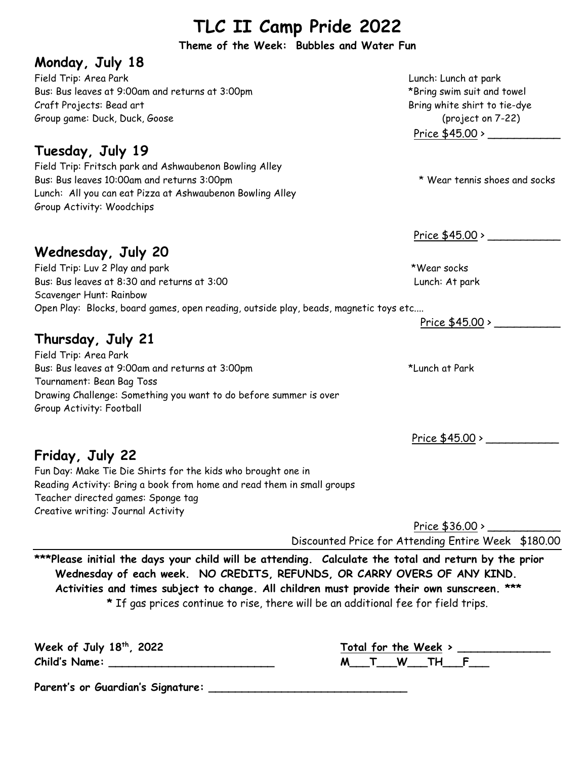# TLC II Camp Pride 2022

**Theme of the Week: Bubbles and Water Fun**

## Monday, July 18

Field Trip: Area Park
Bus: Bus leaves at 9:00am and returns at 3:00pm
Craft Projects: Bead art
Group game: Duck, Duck, Goose

Lunch: Lunch at park
*Bring swim suit and towel
Bring white shirt to tie-dye (project on 7-22)

Price $45.00 > ___________

## Tuesday, July 19

Field Trip: Fritsch park and Ashwaubenon Bowling Alley
Bus: Bus leaves 10:00am and returns 3:00pm
Lunch: All you can eat Pizza at Ashwaubenon Bowling Alley
Group Activity: Woodchips

* Wear tennis shoes and socks

Price $45.00 > ___________

## Wednesday, July 20

Field Trip: Luv 2 Play and park
Bus: Bus leaves at 8:30 and returns at 3:00
Scavenger Hunt: Rainbow
Open Play: Blocks, board games, open reading, outside play, beads, magnetic toys etc....

*Wear socks
Lunch: At park

Price $45.00 > __________

## Thursday, July 21

Field Trip: Area Park
Bus: Bus leaves at 9:00am and returns at 3:00pm
Tournament: Bean Bag Toss
Drawing Challenge: Something you want to do before summer is over
Group Activity: Football

*Lunch at Park

Price $45.00 > ___________

## Friday, July 22

Fun Day: Make Tie Die Shirts for the kids who brought one in
Reading Activity: Bring a book from home and read them in small groups
Teacher directed games: Sponge tag
Creative writing: Journal Activity

Price $36.00 > ___________

Discounted Price for Attending Entire Week $180.00

**\*\*\*Please initial the days your child will be attending. Calculate the total and return by the prior Wednesday of each week. NO CREDITS, REFUNDS, OR CARRY OVERS OF ANY KIND. Activities and times subject to change. All children must provide their own sunscreen. \*\*\***

**\*** If gas prices continue to rise, there will be an additional fee for field trips.

**Week of July 18th, 2022**

**Total for the Week >** ______________

**Child's Name:** __________________________

**M\_\_\_T\_\_\_W\_\_\_TH\_\_\_F\_\_\_**

**Parent's or Guardian's Signature:** _______________________________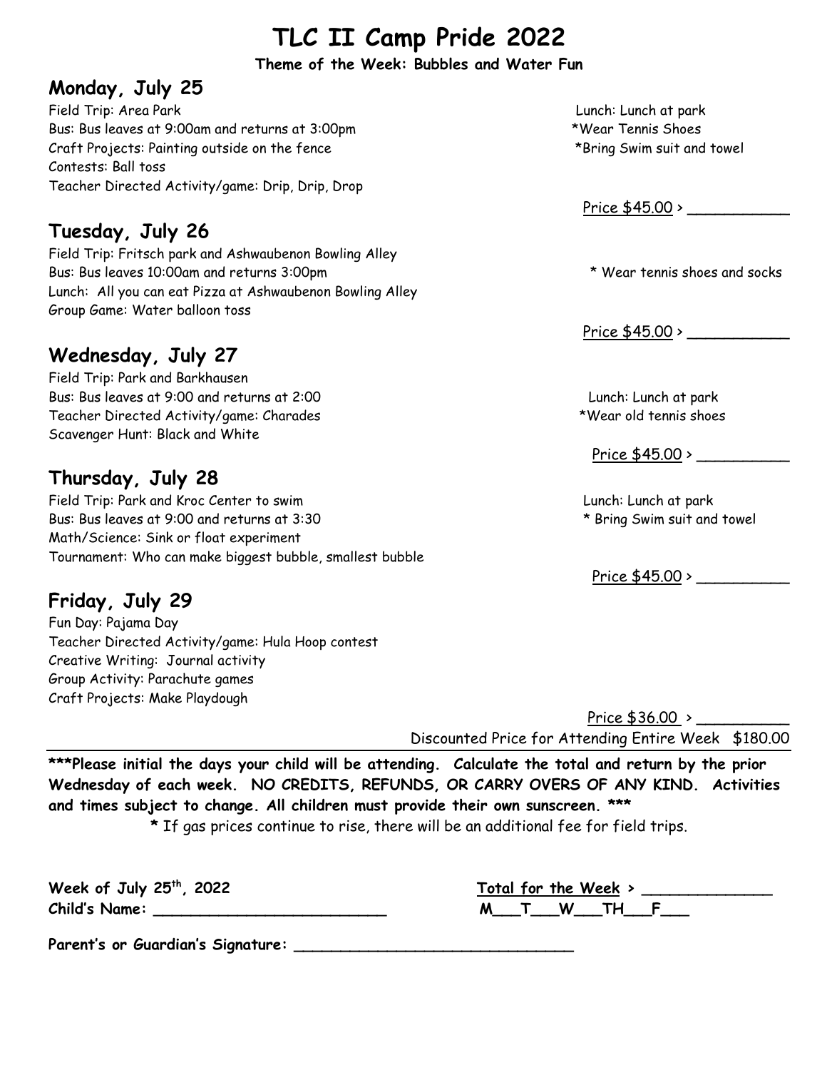# TLC II Camp Pride 2022

**Theme of the Week: Bubbles and Water Fun**

## Monday, July 25

Field Trip: Area Park
Bus: Bus leaves at 9:00am and returns at 3:00pm
Craft Projects: Painting outside on the fence
Contests: Ball toss
Teacher Directed Activity/game: Drip, Drip, Drop

Lunch: Lunch at park
*Wear Tennis Shoes
*Bring Swim suit and towel

Price $45.00 > ___________

## Tuesday, July 26

Field Trip: Fritsch park and Ashwaubenon Bowling Alley
Bus: Bus leaves 10:00am and returns 3:00pm
Lunch: All you can eat Pizza at Ashwaubenon Bowling Alley
Group Game: Water balloon toss

* Wear tennis shoes and socks

Price $45.00 > ___________

## Wednesday, July 27

Field Trip: Park and Barkhausen
Bus: Bus leaves at 9:00 and returns at 2:00
Teacher Directed Activity/game: Charades
Scavenger Hunt: Black and White

Lunch: Lunch at park
*Wear old tennis shoes

Price $45.00 > __________

## Thursday, July 28

Field Trip: Park and Kroc Center to swim
Bus: Bus leaves at 9:00 and returns at 3:30
Math/Science: Sink or float experiment
Tournament: Who can make biggest bubble, smallest bubble

Lunch: Lunch at park
* Bring Swim suit and towel

Price $45.00 > __________

## Friday, July 29

Fun Day: Pajama Day
Teacher Directed Activity/game: Hula Hoop contest
Creative Writing: Journal activity
Group Activity: Parachute games
Craft Projects: Make Playdough

Price $36.00 > __________

Discounted Price for Attending Entire Week $180.00

**\*\*\*Please initial the days your child will be attending. Calculate the total and return by the prior Wednesday of each week. NO CREDITS, REFUNDS, OR CARRY OVERS OF ANY KIND. Activities and times subject to change. All children must provide their own sunscreen. \*\*\***

**\*** If gas prices continue to rise, there will be an additional fee for field trips.

**Week of July 25th, 2022**
**Child's Name:** __________________________

**Total for the Week >** ______________
**M___T___W___TH___F___**

**Parent's or Guardian's Signature:** _______________________________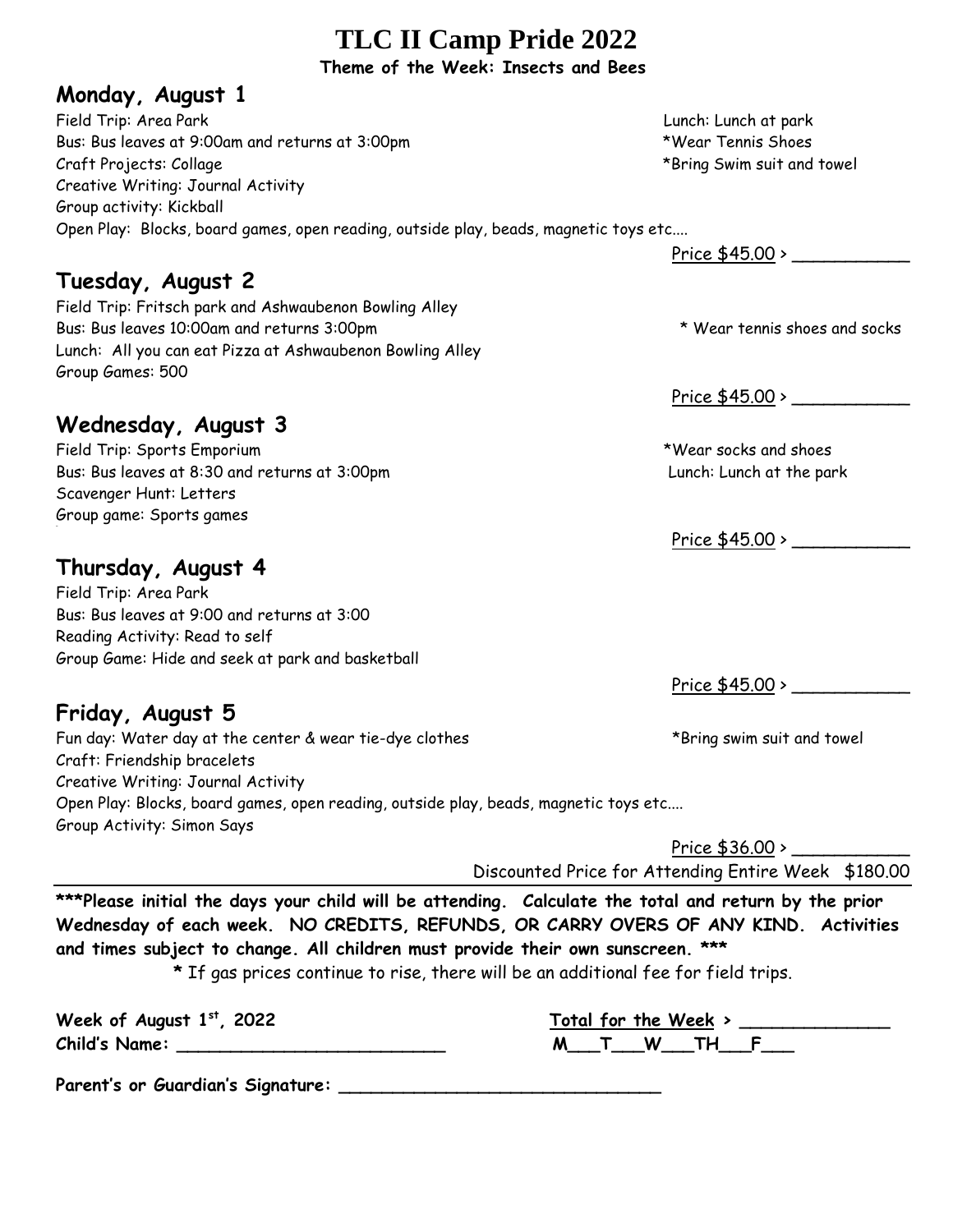# TLC II Camp Pride 2022

**Theme of the Week: Insects and Bees**

## Monday, August 1

Field Trip: Area Park
Bus: Bus leaves at 9:00am and returns at 3:00pm
Craft Projects: Collage
Creative Writing: Journal Activity
Group activity: Kickball
Open Play: Blocks, board games, open reading, outside play, beads, magnetic toys etc....

Lunch: Lunch at park
*Wear Tennis Shoes
*Bring Swim suit and towel

Price $45.00 > ___________

## Tuesday, August 2

Field Trip: Fritsch park and Ashwaubenon Bowling Alley
Bus: Bus leaves 10:00am and returns 3:00pm
Lunch: All you can eat Pizza at Ashwaubenon Bowling Alley
Group Games: 500

* Wear tennis shoes and socks

Price $45.00 > ___________

## Wednesday, August 3

Field Trip: Sports Emporium
Bus: Bus leaves at 8:30 and returns at 3:00pm
Scavenger Hunt: Letters
Group game: Sports games

*Wear socks and shoes
Lunch: Lunch at the park

Price $45.00 > ___________

## Thursday, August 4

Field Trip: Area Park
Bus: Bus leaves at 9:00 and returns at 3:00
Reading Activity: Read to self
Group Game: Hide and seek at park and basketball

Price $45.00 > ___________

## Friday, August 5

Fun day: Water day at the center & wear tie-dye clothes
Craft: Friendship bracelets
Creative Writing: Journal Activity
Open Play: Blocks, board games, open reading, outside play, beads, magnetic toys etc....
Group Activity: Simon Says

*Bring swim suit and towel

Price $36.00 > ___________

Discounted Price for Attending Entire Week $180.00

**\*\*\*Please initial the days your child will be attending. Calculate the total and return by the prior Wednesday of each week. NO CREDITS, REFUNDS, OR CARRY OVERS OF ANY KIND. Activities and times subject to change. All children must provide their own sunscreen. \*\*\***

**\*** If gas prices continue to rise, there will be an additional fee for field trips.

**Week of August 1st, 2022**
**Child's Name:** __________________________

Total for the Week > ______________
M___T___W___TH___F___

**Parent's or Guardian's Signature:** ______________________________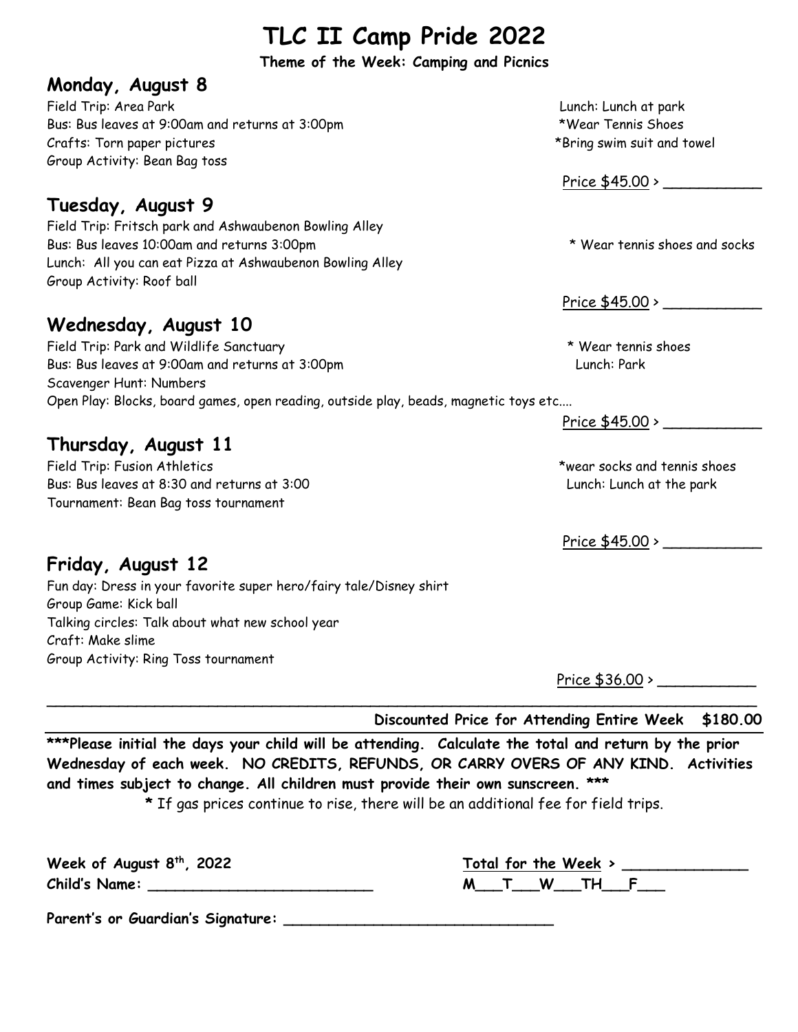# TLC II Camp Pride 2022

**Theme of the Week: Camping and Picnics**

## Monday, August 8

Field Trip: Area Park
Bus: Bus leaves at 9:00am and returns at 3:00pm
Crafts: Torn paper pictures
Group Activity: Bean Bag toss

Lunch: Lunch at park
*Wear Tennis Shoes
*Bring swim suit and towel

Price $45.00 > ___________

## Tuesday, August 9

Field Trip: Fritsch park and Ashwaubenon Bowling Alley
Bus: Bus leaves 10:00am and returns 3:00pm
Lunch: All you can eat Pizza at Ashwaubenon Bowling Alley
Group Activity: Roof ball

* Wear tennis shoes and socks

Price $45.00 > ___________

## Wednesday, August 10

Field Trip: Park and Wildlife Sanctuary
Bus: Bus leaves at 9:00am and returns at 3:00pm
Scavenger Hunt: Numbers
Open Play: Blocks, board games, open reading, outside play, beads, magnetic toys etc....

* Wear tennis shoes
Lunch: Park

Price $45.00 > ___________

## Thursday, August 11

Field Trip: Fusion Athletics
Bus: Bus leaves at 8:30 and returns at 3:00
Tournament: Bean Bag toss tournament

*wear socks and tennis shoes
Lunch: Lunch at the park

Price $45.00 > ___________

## Friday, August 12

Fun day: Dress in your favorite super hero/fairy tale/Disney shirt
Group Game: Kick ball
Talking circles: Talk about what new school year
Craft: Make slime
Group Activity: Ring Toss tournament

Price $36.00 > ___________

**Discounted Price for Attending Entire Week $180.00**

**\*\*\*Please initial the days your child will be attending. Calculate the total and return by the prior Wednesday of each week. NO CREDITS, REFUNDS, OR CARRY OVERS OF ANY KIND. Activities and times subject to change. All children must provide their own sunscreen. \*\*\***

**\*** If gas prices continue to rise, there will be an additional fee for field trips.

**Week of August 8th, 2022**
**Child's Name: ___________________________**

**Total for the Week > ______________**
**M___T___W___TH___F___**

**Parent's or Guardian's Signature: _______________________________**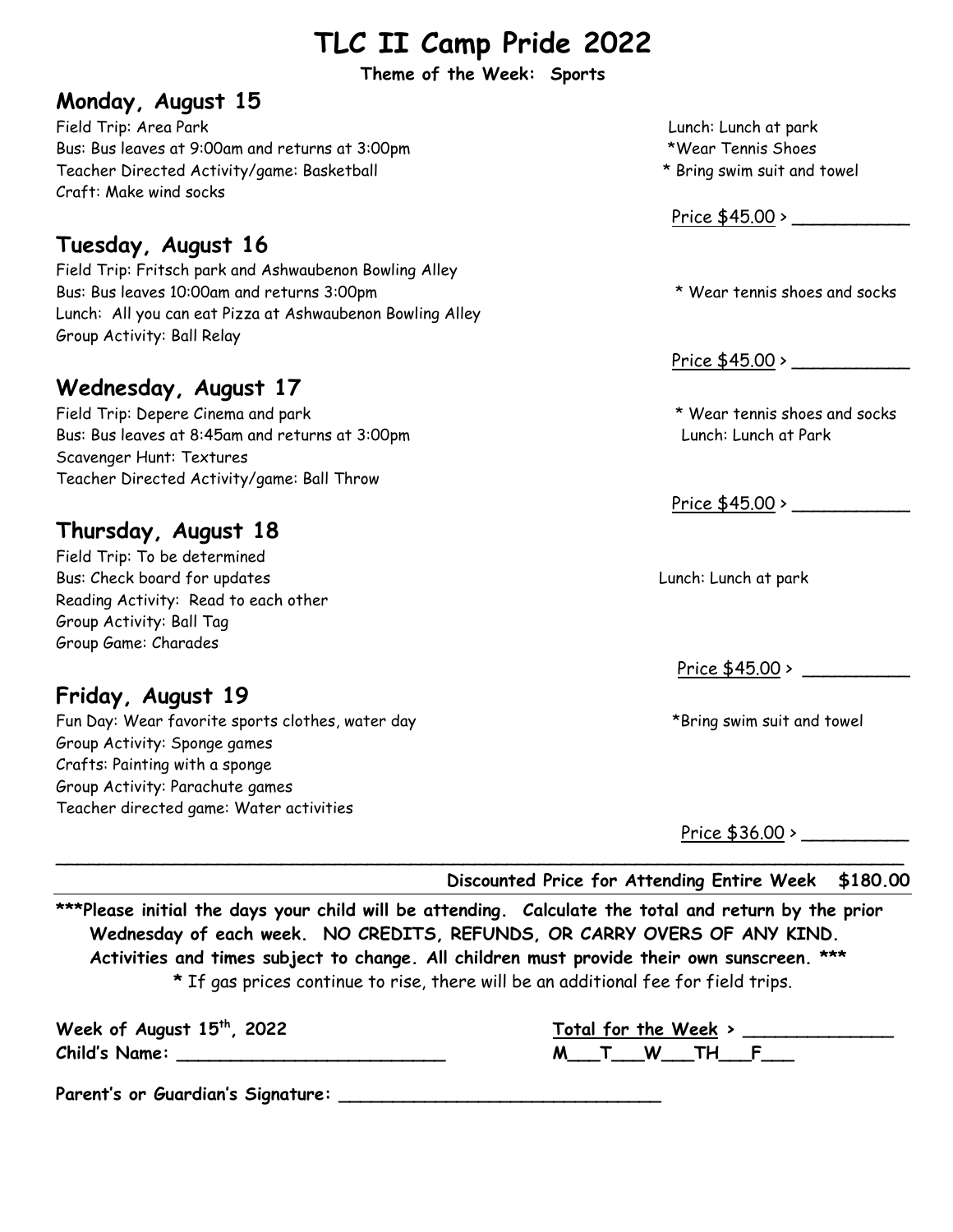# TLC II Camp Pride 2022

**Theme of the Week: Sports**

## Monday, August 15

Field Trip: Area Park
Bus: Bus leaves at 9:00am and returns at 3:00pm
Teacher Directed Activity/game: Basketball
Craft: Make wind socks

Lunch: Lunch at park
*Wear Tennis Shoes
* Bring swim suit and towel

Price $45.00 > ___________

## Tuesday, August 16

Field Trip: Fritsch park and Ashwaubenon Bowling Alley
Bus: Bus leaves 10:00am and returns 3:00pm
Lunch: All you can eat Pizza at Ashwaubenon Bowling Alley
Group Activity: Ball Relay

* Wear tennis shoes and socks

Price $45.00 > ___________

## Wednesday, August 17

Field Trip: Depere Cinema and park
Bus: Bus leaves at 8:45am and returns at 3:00pm
Scavenger Hunt: Textures
Teacher Directed Activity/game: Ball Throw

* Wear tennis shoes and socks
Lunch: Lunch at Park

Price $45.00 > ___________

## Thursday, August 18

Field Trip: To be determined
Bus: Check board for updates
Reading Activity: Read to each other
Group Activity: Ball Tag
Group Game: Charades

Lunch: Lunch at park

Price $45.00 > __________

## Friday, August 19

Fun Day: Wear favorite sports clothes, water day
Group Activity: Sponge games
Crafts: Painting with a sponge
Group Activity: Parachute games
Teacher directed game: Water activities

*Bring swim suit and towel

Price $36.00 > __________

---

**Discounted Price for Attending Entire Week $180.00**

**\*\*\*Please initial the days your child will be attending. Calculate the total and return by the prior Wednesday of each week. NO CREDITS, REFUNDS, OR CARRY OVERS OF ANY KIND. Activities and times subject to change. All children must provide their own sunscreen. \*\*\***

**\*** If gas prices continue to rise, there will be an additional fee for field trips.

**Week of August 15th, 2022**
**Child's Name:** __________________________

**Total for the Week >** ______________
**M___T___W___TH___F___**

**Parent's or Guardian's Signature:** ______________________________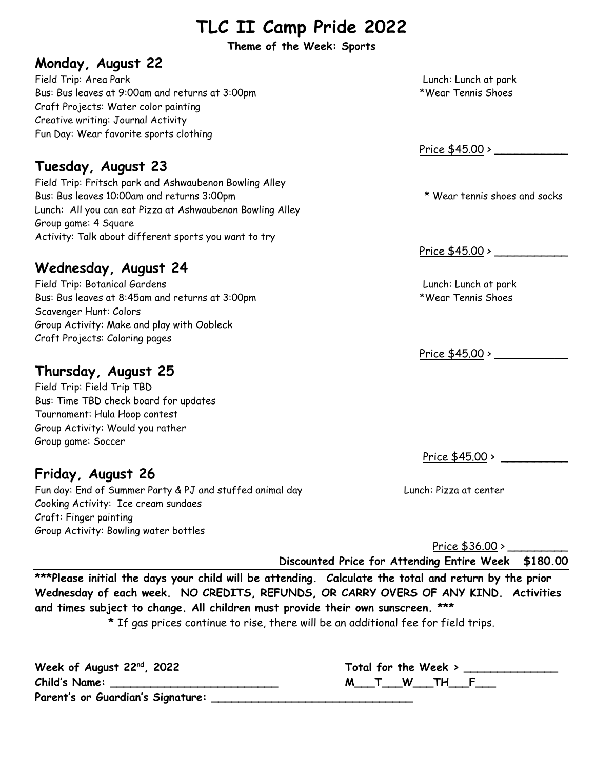# TLC II Camp Pride 2022

**Theme of the Week: Sports**

## Monday, August 22

Field Trip: Area Park
Lunch: Lunch at park
Bus: Bus leaves at 9:00am and returns at 3:00pm
*Wear Tennis Shoes
Craft Projects: Water color painting
Creative writing: Journal Activity
Fun Day: Wear favorite sports clothing

Price $45.00 > ___________

## Tuesday, August 23

Field Trip: Fritsch park and Ashwaubenon Bowling Alley
Bus: Bus leaves 10:00am and returns 3:00pm
* Wear tennis shoes and socks
Lunch: All you can eat Pizza at Ashwaubenon Bowling Alley
Group game: 4 Square
Activity: Talk about different sports you want to try

Price $45.00 > ___________

## Wednesday, August 24

Field Trip: Botanical Gardens
Lunch: Lunch at park
Bus: Bus leaves at 8:45am and returns at 3:00pm
*Wear Tennis Shoes
Scavenger Hunt: Colors
Group Activity: Make and play with Oobleck
Craft Projects: Coloring pages

Price $45.00 > ___________

## Thursday, August 25

Field Trip: Field Trip TBD
Bus: Time TBD check board for updates
Tournament: Hula Hoop contest
Group Activity: Would you rather
Group game: Soccer

Price $45.00 > __________

## Friday, August 26

Fun day: End of Summer Party & PJ and stuffed animal day
Lunch: Pizza at center
Cooking Activity: Ice cream sundaes
Craft: Finger painting
Group Activity: Bowling water bottles

Price $36.00 > _________

**Discounted Price for Attending Entire Week $180.00**

**\*\*\*Please initial the days your child will be attending. Calculate the total and return by the prior Wednesday of each week. NO CREDITS, REFUNDS, OR CARRY OVERS OF ANY KIND. Activities and times subject to change. All children must provide their own sunscreen. \*\*\***

**\*** If gas prices continue to rise, there will be an additional fee for field trips.

**Week of August 22nd, 2022**
**Total for the Week >** ______________
**Child's Name:** __________________________
**M___T___W___TH___F___**
**Parent's or Guardian's Signature:** ______________________________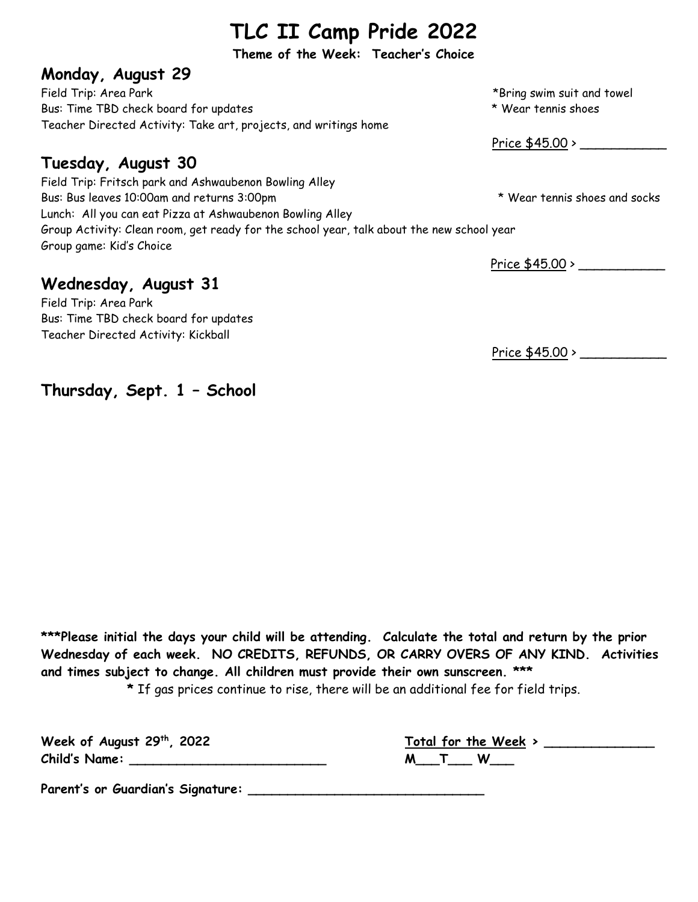# TLC II Camp Pride 2022

**Theme of the Week: Teacher's Choice**

## Monday, August 29

Field Trip: Area Park

Bus: Time TBD check board for updates

Teacher Directed Activity: Take art, projects, and writings home

*Bring swim suit and towel

* Wear tennis shoes

Price $45.00 > ___________

## Tuesday, August 30

Field Trip: Fritsch park and Ashwaubenon Bowling Alley

Bus: Bus leaves 10:00am and returns 3:00pm

Lunch: All you can eat Pizza at Ashwaubenon Bowling Alley

Group Activity: Clean room, get ready for the school year, talk about the new school year

Group game: Kid's Choice

* Wear tennis shoes and socks

Price $45.00 > ___________

## Wednesday, August 31

Field Trip: Area Park

Bus: Time TBD check board for updates

Teacher Directed Activity: Kickball

Price $45.00 > ___________

## Thursday, Sept. 1 – School

**\*\*\*Please initial the days your child will be attending. Calculate the total and return by the prior Wednesday of each week. NO CREDITS, REFUNDS, OR CARRY OVERS OF ANY KIND. Activities and times subject to change. All children must provide their own sunscreen. \*\*\***

**\*** If gas prices continue to rise, there will be an additional fee for field trips.

**Week of August 29th, 2022**

**Child's Name: _________________________**

**Total for the Week > ______________**

**M___T___ W___**

**Parent's or Guardian's Signature: ______________________________**